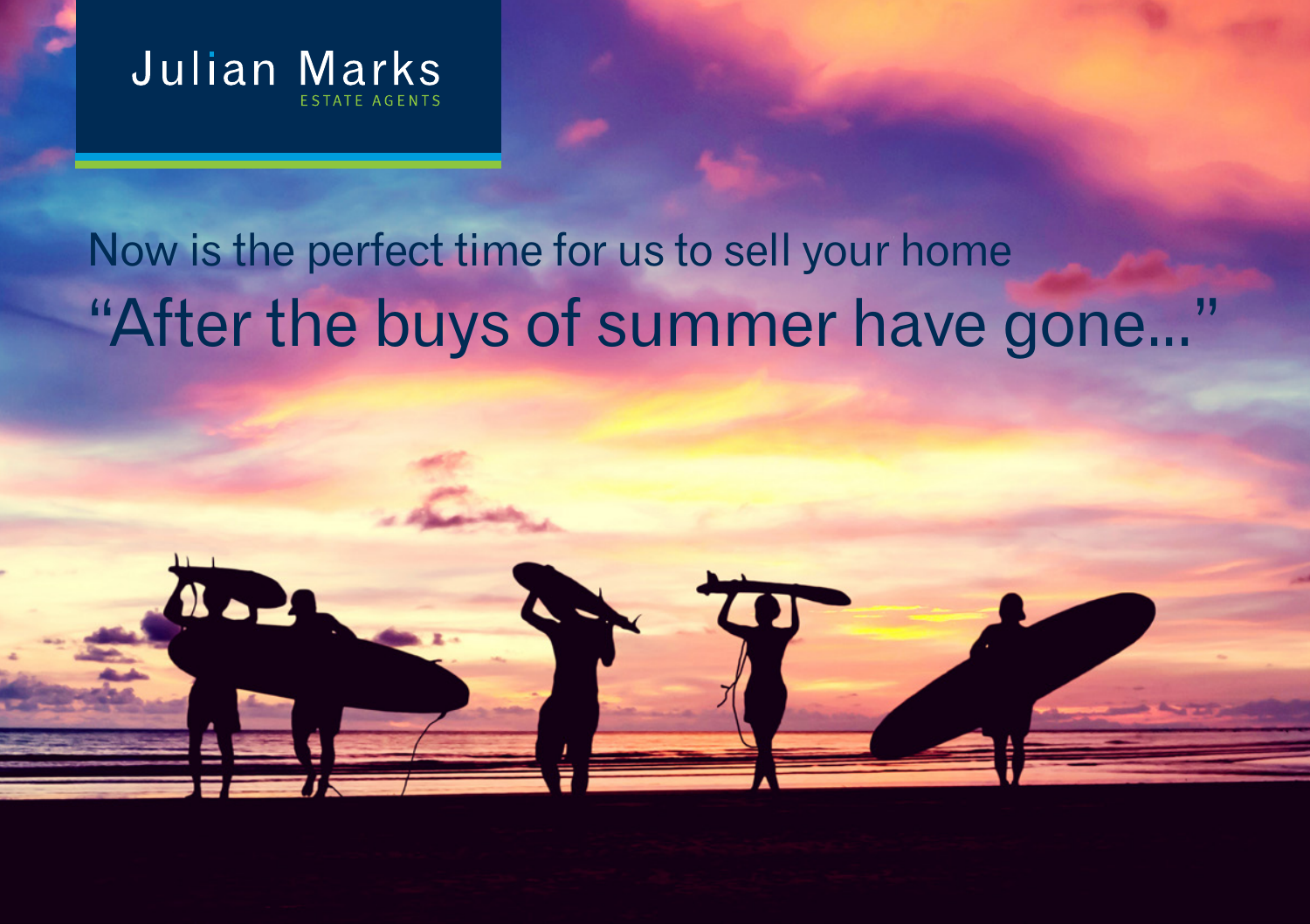Julian Marks
ESTATE AGENTS

Now is the perfect time for us to sell your home

# "After the buys of summer have gone..."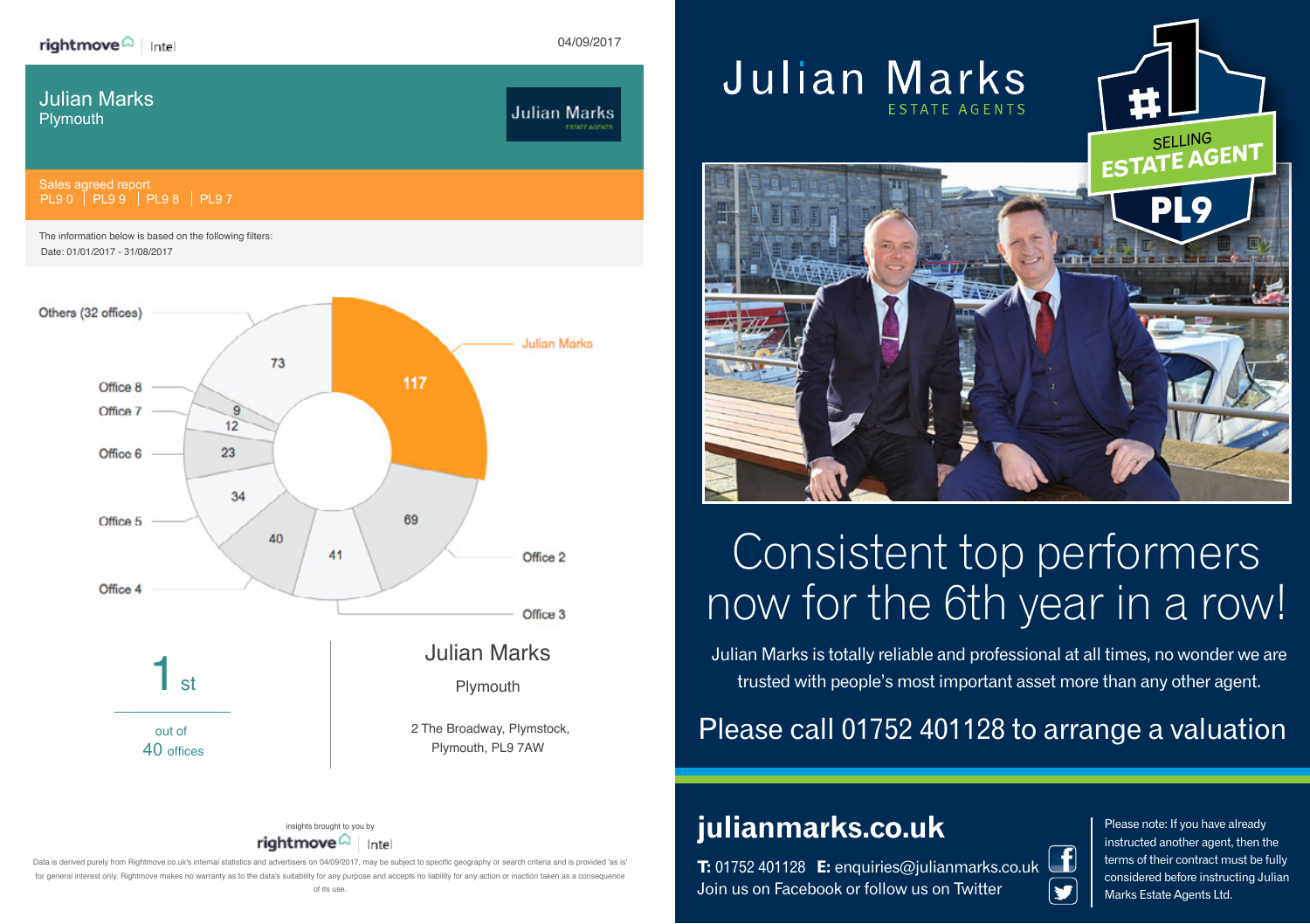rightmove | Intel

04/09/2017

## Julian Marks
Plymouth

Julian Marks

Sales agreed report
PL9 0 | PL9 9 | PL9 8 | PL9 7

The information below is based on the following filters:
Date: 01/01/2017 - 31/08/2017

Others (32 offices)
73
Office 8
Office 7
9
12
Office 6
23
34
Office 5
40
41
Office 4
117
Julian Marks
69
Office 2
Office 3

1 st

out of
40 offices

Julian Marks

Plymouth

2 The Broadway, Plymstock,
Plymouth, PL9 7AW

insights brought to you by
rightmove | Intel

Data is derived purely from Rightmove.co.uk's internal statistics and advertisers on 04/09/2017, may be subject to specific geography or search criteria and is provided 'as is' for general interest only. Rightmove makes no warranty as to the data's suitability for any purpose and accepts no liability for any action or inaction taken as a consequence of its use.

# Julian Marks
ESTATE AGENTS

#1 SELLING ESTATE AGENT PL9

# Consistent top performers now for the 6th year in a row!

Julian Marks is totally reliable and professional at all times, no wonder we are trusted with people's most important asset more than any other agent.

## Please call 01752 401128 to arrange a valuation

## julianmarks.co.uk

**T:** 01752 401128 **E:** enquiries@julianmarks.co.uk
Join us on Facebook or follow us on Twitter

Please note: If you have already instructed another agent, then the terms of their contract must be fully considered before instructing Julian Marks Estate Agents Ltd.